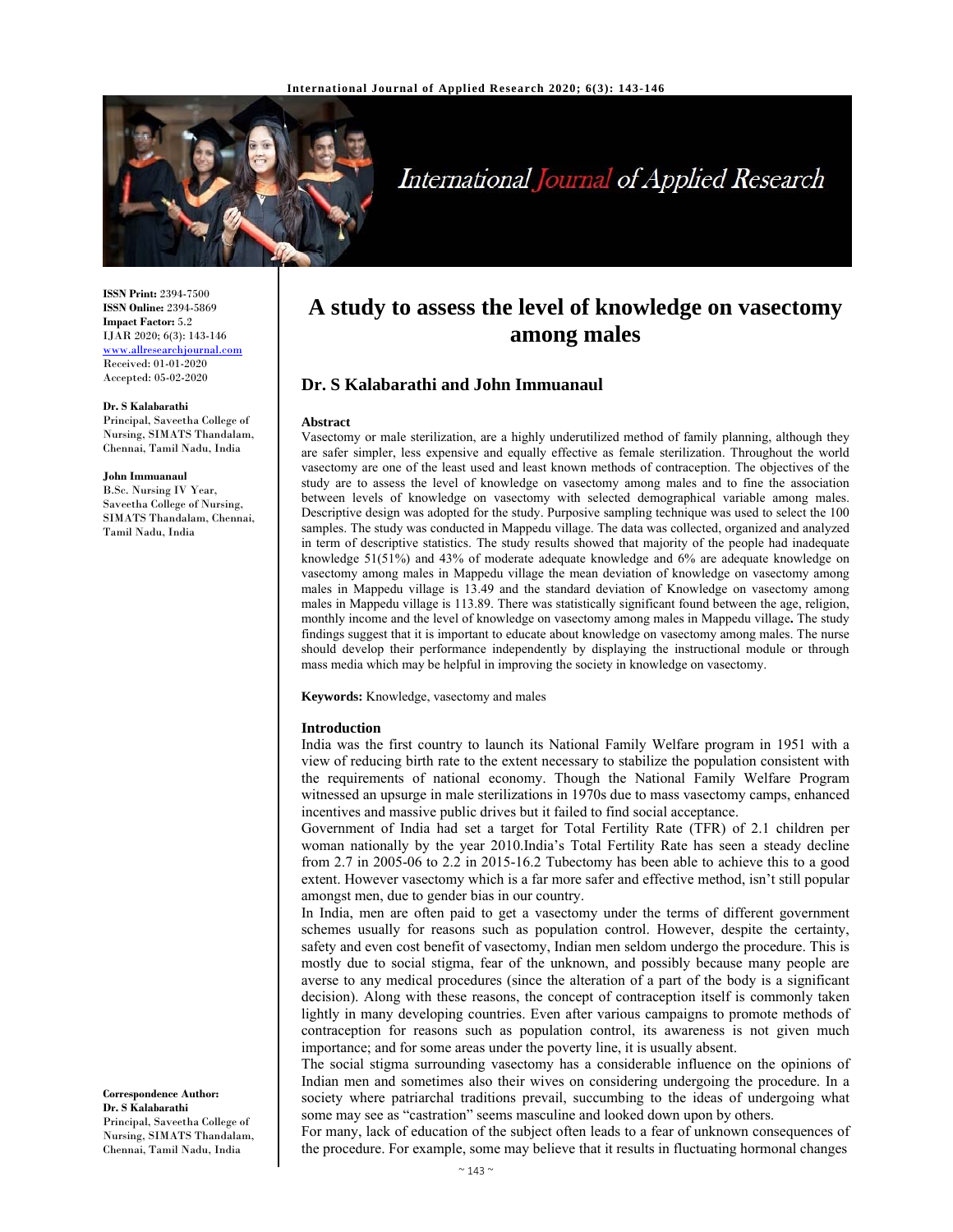ISSN Print: 2394-7500
ISSN Online: 2394-5869
Impact Factor: 5.2
IJAR 2020; 6(3): 143-146
www.allresearchjournal.com
Received: 01-01-2020
Accepted: 05-02-2020

**Dr. S Kalabarathi**
Principal, Saveetha College of Nursing, SIMATS Thandalam, Chennai, Tamil Nadu, India

**John Immuanaul**
B.Sc. Nursing IV Year, Saveetha College of Nursing, SIMATS Thandalam, Chennai, Tamil Nadu, India

**Correspondence Author:**
**Dr. S Kalabarathi**
Principal, Saveetha College of Nursing, SIMATS Thandalam, Chennai, Tamil Nadu, India

# A study to assess the level of knowledge on vasectomy among males

## Dr. S Kalabarathi and John Immuanaul

### Abstract

Vasectomy or male sterilization, are a highly underutilized method of family planning, although they are safer simpler, less expensive and equally effective as female sterilization. Throughout the world vasectomy are one of the least used and least known methods of contraception. The objectives of the study are to assess the level of knowledge on vasectomy among males and to fine the association between levels of knowledge on vasectomy with selected demographical variable among males. Descriptive design was adopted for the study. Purposive sampling technique was used to select the 100 samples. The study was conducted in Mappedu village. The data was collected, organized and analyzed in term of descriptive statistics. The study results showed that majority of the people had inadequate knowledge 51(51%) and 43% of moderate adequate knowledge and 6% are adequate knowledge on vasectomy among males in Mappedu village the mean deviation of knowledge on vasectomy among males in Mappedu village is 13.49 and the standard deviation of Knowledge on vasectomy among males in Mappedu village is 113.89. There was statistically significant found between the age, religion, monthly income and the level of knowledge on vasectomy among males in Mappedu village**.** The study findings suggest that it is important to educate about knowledge on vasectomy among males. The nurse should develop their performance independently by displaying the instructional module or through mass media which may be helpful in improving the society in knowledge on vasectomy.

**Keywords:** Knowledge, vasectomy and males

### Introduction

India was the first country to launch its National Family Welfare program in 1951 with a view of reducing birth rate to the extent necessary to stabilize the population consistent with the requirements of national economy. Though the National Family Welfare Program witnessed an upsurge in male sterilizations in 1970s due to mass vasectomy camps, enhanced incentives and massive public drives but it failed to find social acceptance.

Government of India had set a target for Total Fertility Rate (TFR) of 2.1 children per woman nationally by the year 2010.India's Total Fertility Rate has seen a steady decline from 2.7 in 2005-06 to 2.2 in 2015-16.2 Tubectomy has been able to achieve this to a good extent. However vasectomy which is a far more safer and effective method, isn't still popular amongst men, due to gender bias in our country.

In India, men are often paid to get a vasectomy under the terms of different government schemes usually for reasons such as population control. However, despite the certainty, safety and even cost benefit of vasectomy, Indian men seldom undergo the procedure. This is mostly due to social stigma, fear of the unknown, and possibly because many people are averse to any medical procedures (since the alteration of a part of the body is a significant decision). Along with these reasons, the concept of contraception itself is commonly taken lightly in many developing countries. Even after various campaigns to promote methods of contraception for reasons such as population control, its awareness is not given much importance; and for some areas under the poverty line, it is usually absent.

The social stigma surrounding vasectomy has a considerable influence on the opinions of Indian men and sometimes also their wives on considering undergoing the procedure. In a society where patriarchal traditions prevail, succumbing to the ideas of undergoing what some may see as "castration" seems masculine and looked down upon by others.

For many, lack of education of the subject often leads to a fear of unknown consequences of the procedure. For example, some may believe that it results in fluctuating hormonal changes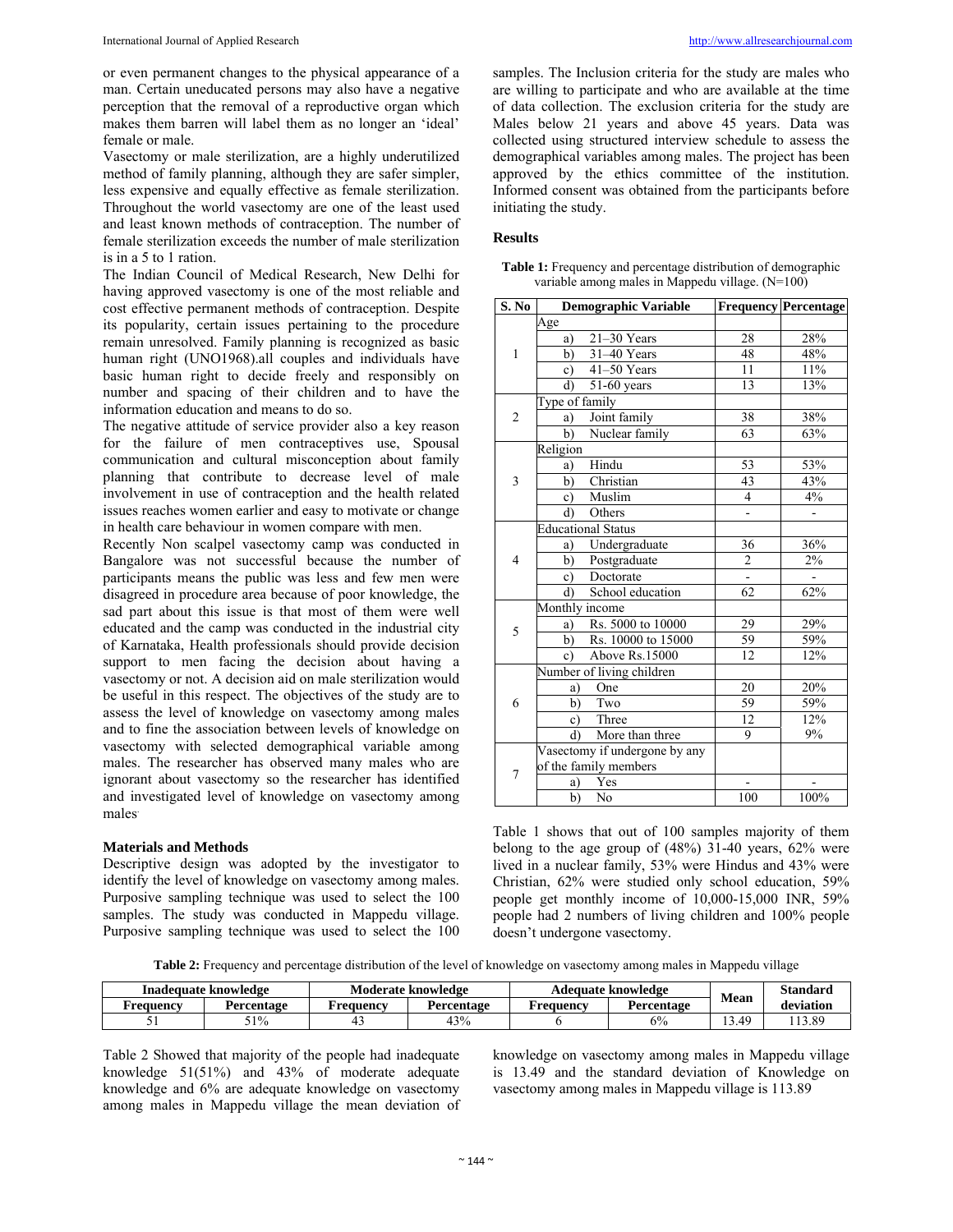or even permanent changes to the physical appearance of a man. Certain uneducated persons may also have a negative perception that the removal of a reproductive organ which makes them barren will label them as no longer an 'ideal' female or male.

Vasectomy or male sterilization, are a highly underutilized method of family planning, although they are safer simpler, less expensive and equally effective as female sterilization. Throughout the world vasectomy are one of the least used and least known methods of contraception. The number of female sterilization exceeds the number of male sterilization is in a 5 to 1 ration.

The Indian Council of Medical Research, New Delhi for having approved vasectomy is one of the most reliable and cost effective permanent methods of contraception. Despite its popularity, certain issues pertaining to the procedure remain unresolved. Family planning is recognized as basic human right (UNO1968).all couples and individuals have basic human right to decide freely and responsibly on number and spacing of their children and to have the information education and means to do so.

The negative attitude of service provider also a key reason for the failure of men contraceptives use, Spousal communication and cultural misconception about family planning that contribute to decrease level of male involvement in use of contraception and the health related issues reaches women earlier and easy to motivate or change in health care behaviour in women compare with men.

Recently Non scalpel vasectomy camp was conducted in Bangalore was not successful because the number of participants means the public was less and few men were disagreed in procedure area because of poor knowledge, the sad part about this issue is that most of them were well educated and the camp was conducted in the industrial city of Karnataka, Health professionals should provide decision support to men facing the decision about having a vasectomy or not. A decision aid on male sterilization would be useful in this respect. The objectives of the study are to assess the level of knowledge on vasectomy among males and to fine the association between levels of knowledge on vasectomy with selected demographical variable among males. The researcher has observed many males who are ignorant about vasectomy so the researcher has identified and investigated level of knowledge on vasectomy among males.

## Materials and Methods

Descriptive design was adopted by the investigator to identify the level of knowledge on vasectomy among males. Purposive sampling technique was used to select the 100 samples. The study was conducted in Mappedu village. Purposive sampling technique was used to select the 100 samples. The Inclusion criteria for the study are males who are willing to participate and who are available at the time of data collection. The exclusion criteria for the study are Males below 21 years and above 45 years. Data was collected using structured interview schedule to assess the demographical variables among males. The project has been approved by the ethics committee of the institution. Informed consent was obtained from the participants before initiating the study.

## Results

**Table 1:** Frequency and percentage distribution of demographic variable among males in Mappedu village. (N=100)

| S. No | Demographic Variable | Frequency | Percentage |
|---|---|---|---|
| 1 | Age | | |
| | a) 21–30 Years | 28 | 28% |
| | b) 31–40 Years | 48 | 48% |
| | c) 41–50 Years | 11 | 11% |
| | d) 51-60 years | 13 | 13% |
| 2 | Type of family | | |
| | a) Joint family | 38 | 38% |
| | b) Nuclear family | 63 | 63% |
| 3 | Religion | | |
| | a) Hindu | 53 | 53% |
| | b) Christian | 43 | 43% |
| | c) Muslim | 4 | 4% |
| | d) Others | - | - |
| 4 | Educational Status | | |
| | a) Undergraduate | 36 | 36% |
| | b) Postgraduate | 2 | 2% |
| | c) Doctorate | - | - |
| | d) School education | 62 | 62% |
| 5 | Monthly income | | |
| | a) Rs. 5000 to 10000 | 29 | 29% |
| | b) Rs. 10000 to 15000 | 59 | 59% |
| | c) Above Rs.15000 | 12 | 12% |
| 6 | Number of living children | | |
| | a) One | 20 | 20% |
| | b) Two | 59 | 59% |
| | c) Three | 12 | 12% |
| | d) More than three | 9 | 9% |
| 7 | Vasectomy if undergone by any of the family members | | |
| | a) Yes | - | - |
| | b) No | 100 | 100% |

Table 1 shows that out of 100 samples majority of them belong to the age group of (48%) 31-40 years, 62% were lived in a nuclear family, 53% were Hindus and 43% were Christian, 62% were studied only school education, 59% people get monthly income of 10,000-15,000 INR, 59% people had 2 numbers of living children and 100% people doesn't undergone vasectomy.

**Table 2:** Frequency and percentage distribution of the level of knowledge on vasectomy among males in Mappedu village

| Inadequate knowledge | | Moderate knowledge | | Adequate knowledge | | Mean | Standard deviation |
|---|---|---|---|---|---|---|---|
| Frequency | Percentage | Frequency | Percentage | Frequency | Percentage | | |
| 51 | 51% | 43 | 43% | 6 | 6% | 13.49 | 113.89 |

Table 2 Showed that majority of the people had inadequate knowledge 51(51%) and 43% of moderate adequate knowledge and 6% are adequate knowledge on vasectomy among males in Mappedu village the mean deviation of knowledge on vasectomy among males in Mappedu village is 13.49 and the standard deviation of Knowledge on vasectomy among males in Mappedu village is 113.89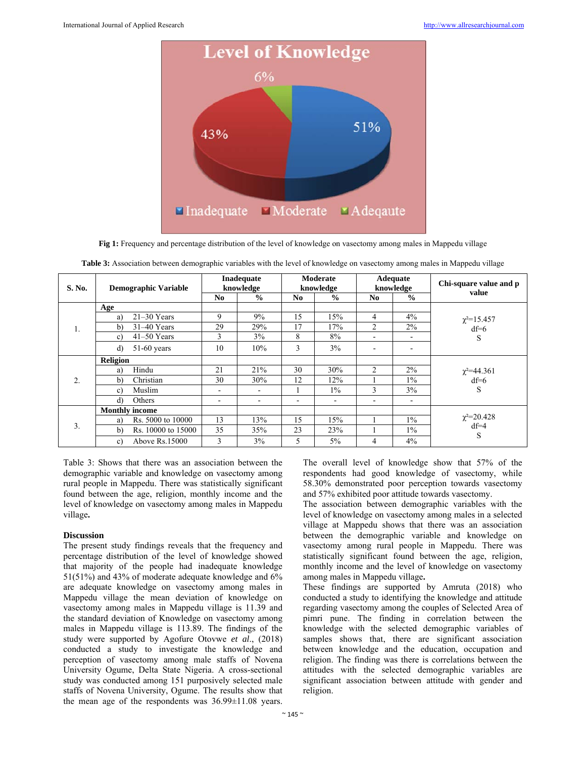Fig 1: Frequency and percentage distribution of the level of knowledge on vasectomy among males in Mappedu village

**Table 3:** Association between demographic variables with the level of knowledge on vasectomy among males in Mappedu village

| S. No. | Demographic Variable | Inadequate knowledge | | Moderate knowledge | | Adequate knowledge | | Chi-square value and p value |
|---|---|---|---|---|---|---|---|---|
| | | No | % | No | % | No | % | |
| 1. | **Age** | | | | | | | $\chi^2$=15.457 df=6 S |
| | a) 21–30 Years | 9 | 9% | 15 | 15% | 4 | 4% | |
| | b) 31–40 Years | 29 | 29% | 17 | 17% | 2 | 2% | |
| | c) 41–50 Years | 3 | 3% | 8 | 8% | - | - | |
| | d) 51-60 years | 10 | 10% | 3 | 3% | - | - | |
| 2. | **Religion** | | | | | | | $\chi^2$=44.361 df=6 S |
| | a) Hindu | 21 | 21% | 30 | 30% | 2 | 2% | |
| | b) Christian | 30 | 30% | 12 | 12% | 1 | 1% | |
| | c) Muslim | - | - | 1 | 1% | 3 | 3% | |
| | d) Others | - | - | - | - | - | - | |
| 3. | **Monthly income** | | | | | | | $\chi^2$=20.428 df=4 S |
| | a) Rs. 5000 to 10000 | 13 | 13% | 15 | 15% | 1 | 1% | |
| | b) Rs. 10000 to 15000 | 35 | 35% | 23 | 23% | 1 | 1% | |
| | c) Above Rs.15000 | 3 | 3% | 5 | 5% | 4 | 4% | |

Table 3: Shows that there was an association between the demographic variable and knowledge on vasectomy among rural people in Mappedu. There was statistically significant found between the age, religion, monthly income and the level of knowledge on vasectomy among males in Mappedu village**.**

## Discussion

The present study findings reveals that the frequency and percentage distribution of the level of knowledge showed that majority of the people had inadequate knowledge 51(51%) and 43% of moderate adequate knowledge and 6% are adequate knowledge on vasectomy among males in Mappedu village the mean deviation of knowledge on vasectomy among males in Mappedu village is 11.39 and the standard deviation of Knowledge on vasectomy among males in Mappedu village is 113.89. The findings of the study were supported by Agofure Otovwe *et al.*, (2018) conducted a study to investigate the knowledge and perception of vasectomy among male staffs of Novena University Ogume, Delta State Nigeria. A cross-sectional study was conducted among 151 purposively selected male staffs of Novena University, Ogume. The results show that the mean age of the respondents was 36.99±11.08 years. The overall level of knowledge show that 57% of the respondents had good knowledge of vasectomy, while 58.30% demonstrated poor perception towards vasectomy and 57% exhibited poor attitude towards vasectomy.

The association between demographic variables with the level of knowledge on vasectomy among males in a selected village at Mappedu shows that there was an association between the demographic variable and knowledge on vasectomy among rural people in Mappedu. There was statistically significant found between the age, religion, monthly income and the level of knowledge on vasectomy among males in Mappedu village**.**

These findings are supported by Amruta (2018) who conducted a study to identifying the knowledge and attitude regarding vasectomy among the couples of Selected Area of pimri pune. The finding in correlation between the knowledge with the selected demographic variables of samples shows that, there are significant association between knowledge and the education, occupation and religion. The finding was there is correlations between the attitudes with the selected demographic variables are significant association between attitude with gender and religion.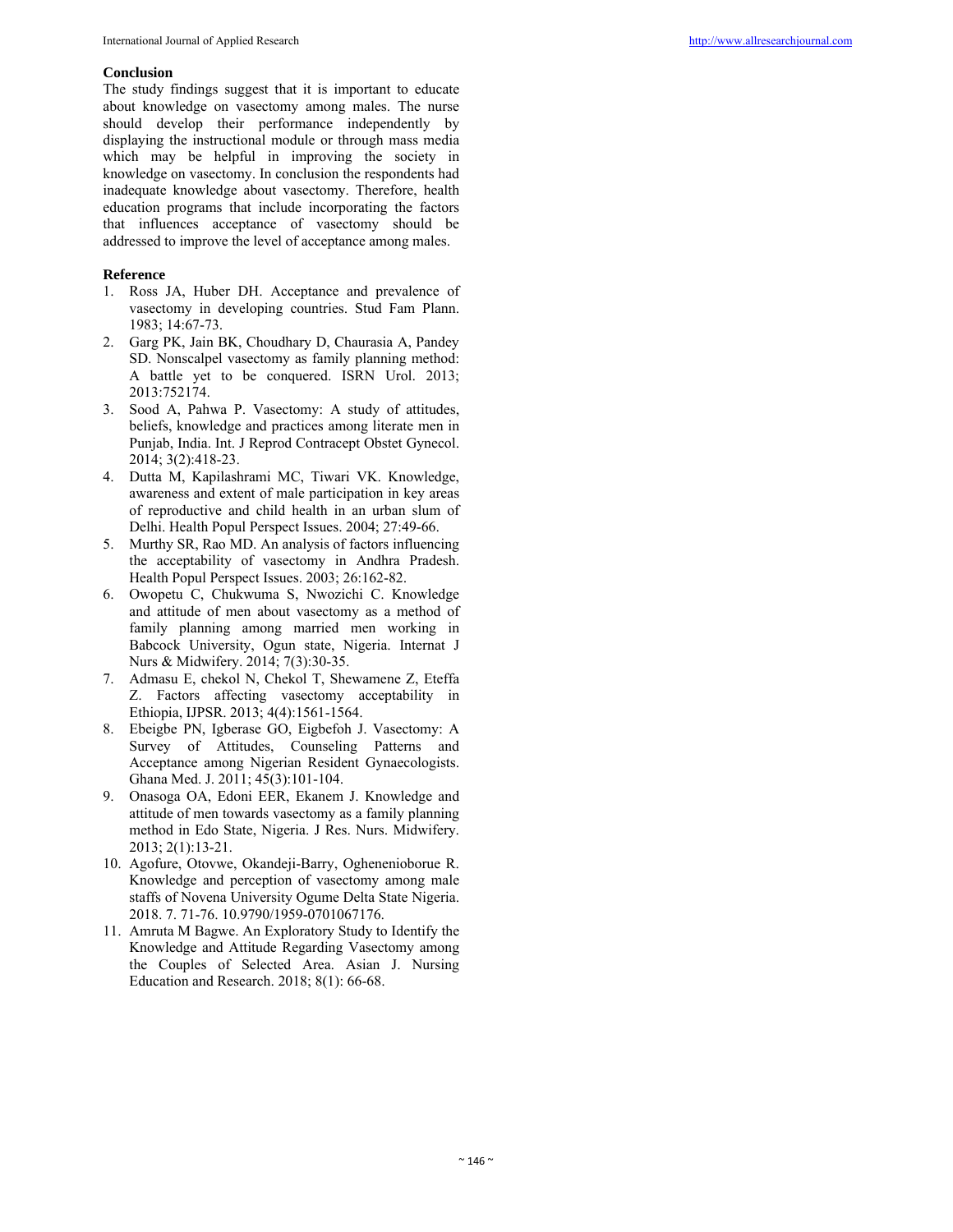## Conclusion

The study findings suggest that it is important to educate about knowledge on vasectomy among males. The nurse should develop their performance independently by displaying the instructional module or through mass media which may be helpful in improving the society in knowledge on vasectomy. In conclusion the respondents had inadequate knowledge about vasectomy. Therefore, health education programs that include incorporating the factors that influences acceptance of vasectomy should be addressed to improve the level of acceptance among males.

## Reference

1. Ross JA, Huber DH. Acceptance and prevalence of vasectomy in developing countries. Stud Fam Plann. 1983; 14:67-73.
2. Garg PK, Jain BK, Choudhary D, Chaurasia A, Pandey SD. Nonscalpel vasectomy as family planning method: A battle yet to be conquered. ISRN Urol. 2013; 2013:752174.
3. Sood A, Pahwa P. Vasectomy: A study of attitudes, beliefs, knowledge and practices among literate men in Punjab, India. Int. J Reprod Contracept Obstet Gynecol. 2014; 3(2):418-23.
4. Dutta M, Kapilashrami MC, Tiwari VK. Knowledge, awareness and extent of male participation in key areas of reproductive and child health in an urban slum of Delhi. Health Popul Perspect Issues. 2004; 27:49-66.
5. Murthy SR, Rao MD. An analysis of factors influencing the acceptability of vasectomy in Andhra Pradesh. Health Popul Perspect Issues. 2003; 26:162-82.
6. Owopetu C, Chukwuma S, Nwozichi C. Knowledge and attitude of men about vasectomy as a method of family planning among married men working in Babcock University, Ogun state, Nigeria. Internat J Nurs & Midwifery. 2014; 7(3):30-35.
7. Admasu E, chekol N, Chekol T, Shewamene Z, Eteffa Z. Factors affecting vasectomy acceptability in Ethiopia, IJPSR. 2013; 4(4):1561-1564.
8. Ebeigbe PN, Igberase GO, Eigbefoh J. Vasectomy: A Survey of Attitudes, Counseling Patterns and Acceptance among Nigerian Resident Gynaecologists. Ghana Med. J. 2011; 45(3):101-104.
9. Onasoga OA, Edoni EER, Ekanem J. Knowledge and attitude of men towards vasectomy as a family planning method in Edo State, Nigeria. J Res. Nurs. Midwifery. 2013; 2(1):13-21.
10. Agofure, Otovwe, Okandeji-Barry, Oghenenioborue R. Knowledge and perception of vasectomy among male staffs of Novena University Ogume Delta State Nigeria. 2018. 7. 71-76. 10.9790/1959-0701067176.
11. Amruta M Bagwe. An Exploratory Study to Identify the Knowledge and Attitude Regarding Vasectomy among the Couples of Selected Area. Asian J. Nursing Education and Research. 2018; 8(1): 66-68.